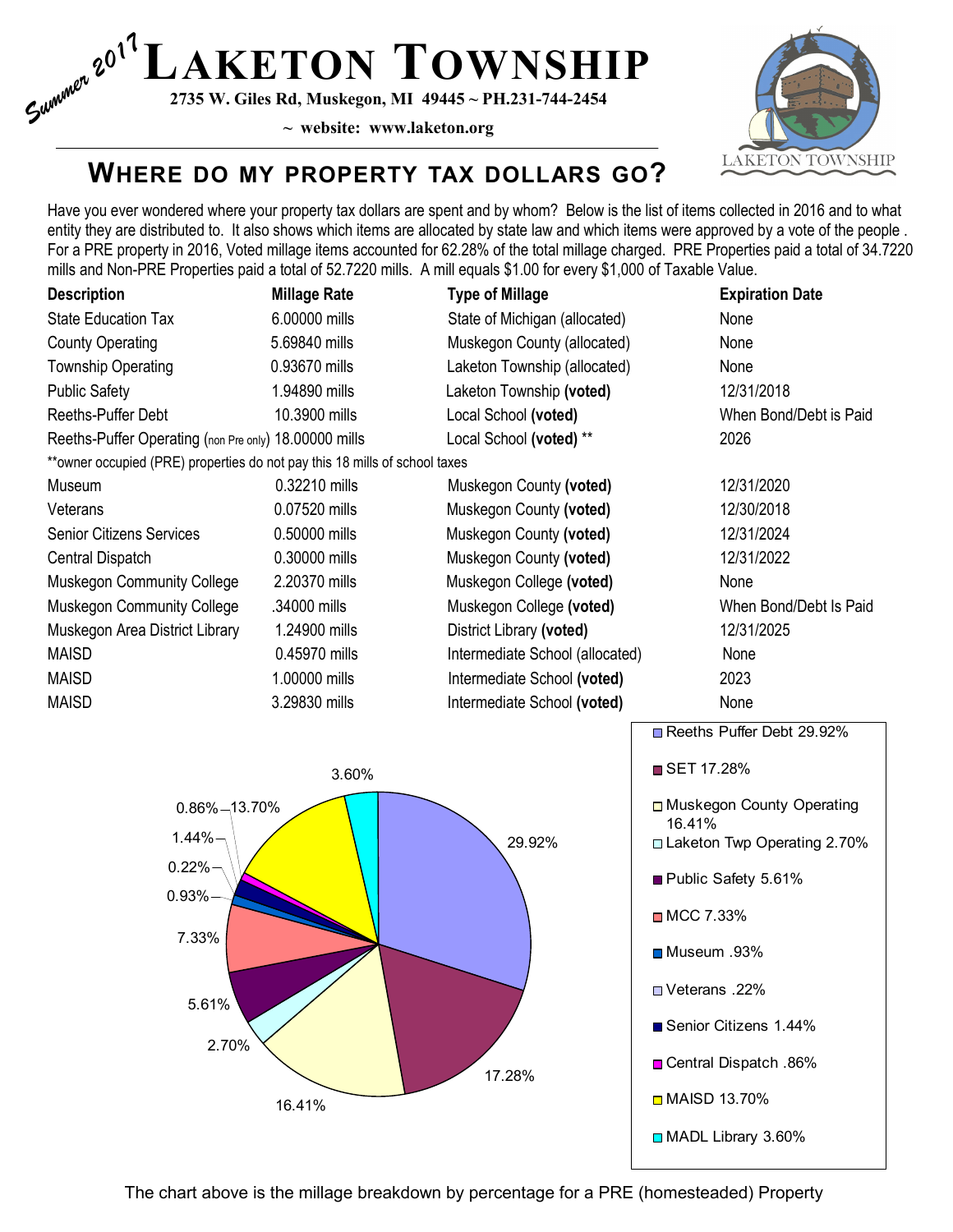Summer 2017

# LAKETON TOWNSHIP

**2735 W. Giles Rd, Muskegon, MI 49445 ~ PH.231-744-2454**

**~ website: www.laketon.org**

LAKETON TOWNSHIP

## WHERE DO MY PROPERTY TAX DOLLARS GO?

Have you ever wondered where your property tax dollars are spent and by whom? Below is the list of items collected in 2016 and to what entity they are distributed to. It also shows which items are allocated by state law and which items were approved by a vote of the people . For a PRE property in 2016, Voted millage items accounted for 62.28% of the total millage charged. PRE Properties paid a total of 34.7220 mills and Non-PRE Properties paid a total of 52.7220 mills. A mill equals $1.00 for every $1,000 of Taxable Value.

| Description | Millage Rate | Type of Millage | Expiration Date |
|---|---|---|---|
| State Education Tax | 6.00000 mills | State of Michigan (allocated) | None |
| County Operating | 5.69840 mills | Muskegon County (allocated) | None |
| Township Operating | 0.93670 mills | Laketon Township (allocated) | None |
| Public Safety | 1.94890 mills | Laketon Township **(voted)** | 12/31/2018 |
| Reeths-Puffer Debt | 10.3900 mills | Local School **(voted)** | When Bond/Debt is Paid |
| Reeths-Puffer Operating (non Pre only) | 18.00000 mills | Local School **(voted)** ** | 2026 |
| **owner occupied (PRE) properties do not pay this 18 mills of school taxes | | | |
| Museum | 0.32210 mills | Muskegon County **(voted)** | 12/31/2020 |
| Veterans | 0.07520 mills | Muskegon County **(voted)** | 12/30/2018 |
| Senior Citizens Services | 0.50000 mills | Muskegon County **(voted)** | 12/31/2024 |
| Central Dispatch | 0.30000 mills | Muskegon County **(voted)** | 12/31/2022 |
| Muskegon Community College | 2.20370 mills | Muskegon College **(voted)** | None |
| Muskegon Community College | .34000 mills | Muskegon College **(voted)** | When Bond/Debt Is Paid |
| Muskegon Area District Library | 1.24900 mills | District Library **(voted)** | 12/31/2025 |
| MAISD | 0.45970 mills | Intermediate School (allocated) | None |
| MAISD | 1.00000 mills | Intermediate School **(voted)** | 2023 |
| MAISD | 3.29830 mills | Intermediate School **(voted)** | None |

| Category | Percentage |
|---|---|
| Reeths Puffer Debt | 29.92% |
| SET | 17.28% |
| Muskegon County Operating | 16.41% |
| Laketon Twp Operating | 2.70% |
| Public Safety | 5.61% |
| MCC | 7.33% |
| Museum | .93% |
| Veterans | .22% |
| Senior Citizens | 1.44% |
| Central Dispatch | .86% |
| MAISD | 13.70% |
| MADL Library | 3.60% |

The chart above is the millage breakdown by percentage for a PRE (homesteaded) Property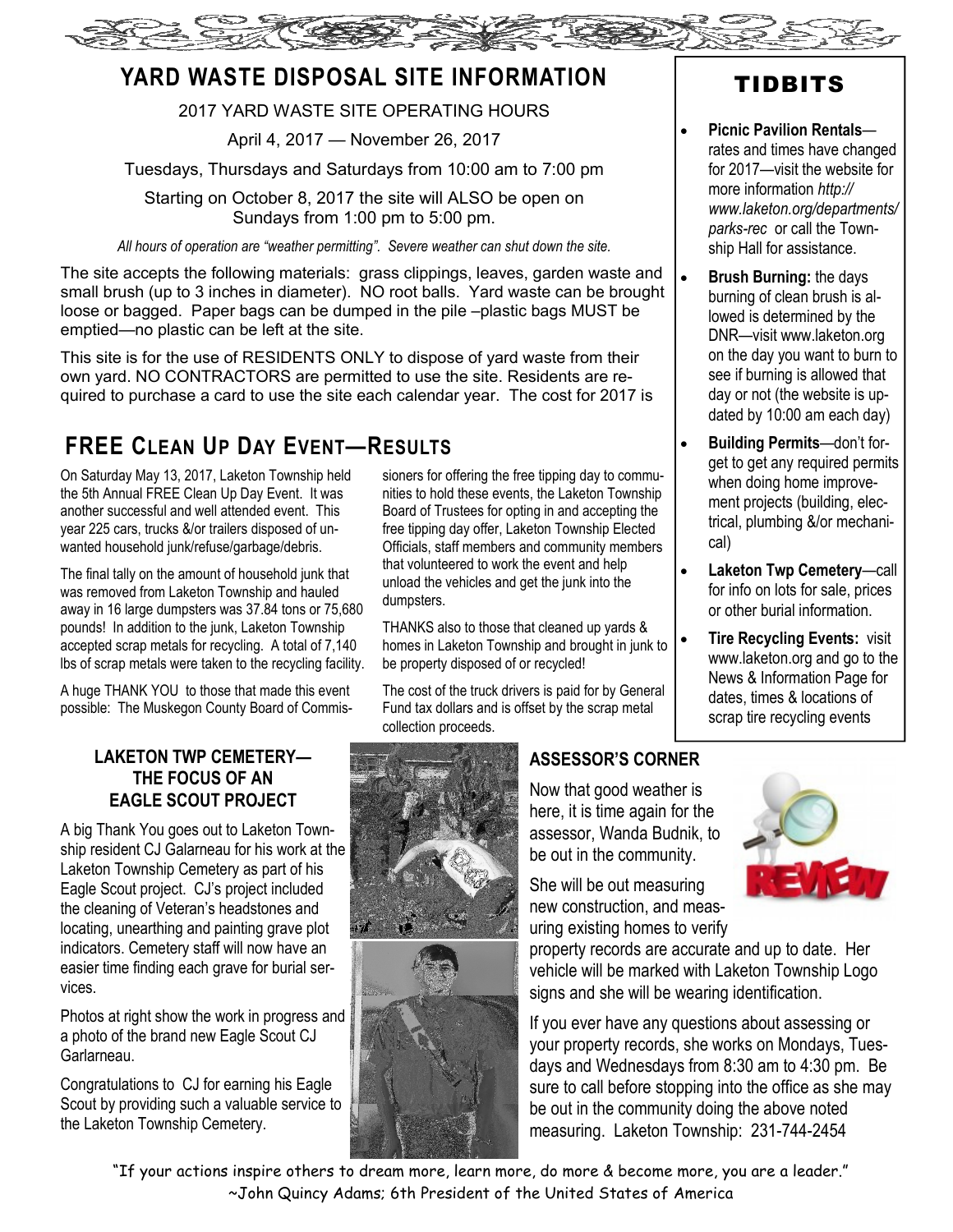## YARD WASTE DISPOSAL SITE INFORMATION

2017 YARD WASTE SITE OPERATING HOURS

April 4, 2017 — November 26, 2017

Tuesdays, Thursdays and Saturdays from 10:00 am to 7:00 pm

Starting on October 8, 2017 the site will ALSO be open on Sundays from 1:00 pm to 5:00 pm.

*All hours of operation are "weather permitting". Severe weather can shut down the site.*

The site accepts the following materials: grass clippings, leaves, garden waste and small brush (up to 3 inches in diameter). NO root balls. Yard waste can be brought loose or bagged. Paper bags can be dumped in the pile –plastic bags MUST be emptied—no plastic can be left at the site.

This site is for the use of RESIDENTS ONLY to dispose of yard waste from their own yard. NO CONTRACTORS are permitted to use the site. Residents are required to purchase a card to use the site each calendar year. The cost for 2017 is

## FREE CLEAN UP DAY EVENT—RESULTS

On Saturday May 13, 2017, Laketon Township held the 5th Annual FREE Clean Up Day Event. It was another successful and well attended event. This year 225 cars, trucks &/or trailers disposed of unwanted household junk/refuse/garbage/debris.

The final tally on the amount of household junk that was removed from Laketon Township and hauled away in 16 large dumpsters was 37.84 tons or 75,680 pounds! In addition to the junk, Laketon Township accepted scrap metals for recycling. A total of 7,140 lbs of scrap metals were taken to the recycling facility.

A huge THANK YOU to those that made this event possible: The Muskegon County Board of Commissioners for offering the free tipping day to communities to hold these events, the Laketon Township Board of Trustees for opting in and accepting the free tipping day offer, Laketon Township Elected Officials, staff members and community members that volunteered to work the event and help unload the vehicles and get the junk into the dumpsters.

THANKS also to those that cleaned up yards & homes in Laketon Township and brought in junk to be property disposed of or recycled!

The cost of the truck drivers is paid for by General Fund tax dollars and is offset by the scrap metal collection proceeds.

## TIDBITS

- **Picnic Pavilion Rentals**—rates and times have changed for 2017—visit the website for more information *http://www.laketon.org/departments/parks-rec* or call the Township Hall for assistance.
- **Brush Burning:** the days burning of clean brush is allowed is determined by the DNR—visit www.laketon.org on the day you want to burn to see if burning is allowed that day or not (the website is updated by 10:00 am each day)
- **Building Permits**—don't forget to get any required permits when doing home improvement projects (building, electrical, plumbing &/or mechanical)
- **Laketon Twp Cemetery**—call for info on lots for sale, prices or other burial information.
- **Tire Recycling Events:** visit www.laketon.org and go to the News & Information Page for dates, times & locations of scrap tire recycling events

### LAKETON TWP CEMETERY—THE FOCUS OF AN EAGLE SCOUT PROJECT

A big Thank You goes out to Laketon Township resident CJ Galarneau for his work at the Laketon Township Cemetery as part of his Eagle Scout project. CJ's project included the cleaning of Veteran's headstones and locating, unearthing and painting grave plot indicators. Cemetery staff will now have an easier time finding each grave for burial services.

Photos at right show the work in progress and a photo of the brand new Eagle Scout CJ Garlarneau.

Congratulations to CJ for earning his Eagle Scout by providing such a valuable service to the Laketon Township Cemetery.

### ASSESSOR'S CORNER

Now that good weather is here, it is time again for the assessor, Wanda Budnik, to be out in the community.

She will be out measuring new construction, and measuring existing homes to verify property records are accurate and up to date. Her vehicle will be marked with Laketon Township Logo signs and she will be wearing identification.

If you ever have any questions about assessing or your property records, she works on Mondays, Tuesdays and Wednesdays from 8:30 am to 4:30 pm. Be sure to call before stopping into the office as she may be out in the community doing the above noted measuring. Laketon Township: 231-744-2454

"If your actions inspire others to dream more, learn more, do more & become more, you are a leader."
~John Quincy Adams; 6th President of the United States of America